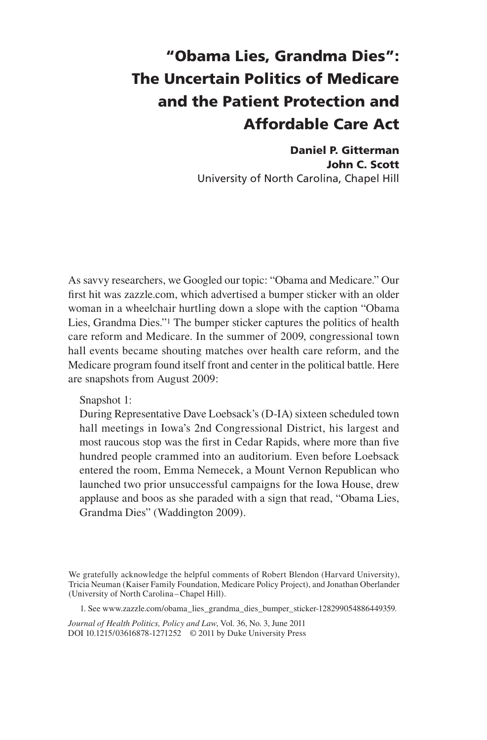# "Obama Lies, Grandma Dies": The Uncertain Politics of Medicare and the Patient Protection and Affordable Care Act

**Daniel P. Gitterman**
**John C. Scott**
University of North Carolina, Chapel Hill

As savvy researchers, we Googled our topic: "Obama and Medicare." Our first hit was zazzle.com, which advertised a bumper sticker with an older woman in a wheelchair hurtling down a slope with the caption "Obama Lies, Grandma Dies."[1] The bumper sticker captures the politics of health care reform and Medicare. In the summer of 2009, congressional town hall events became shouting matches over health care reform, and the Medicare program found itself front and center in the political battle. Here are snapshots from August 2009:

> Snapshot 1:
> During Representative Dave Loebsack's (D-IA) sixteen scheduled town hall meetings in Iowa's 2nd Congressional District, his largest and most raucous stop was the first in Cedar Rapids, where more than five hundred people crammed into an auditorium. Even before Loebsack entered the room, Emma Nemecek, a Mount Vernon Republican who launched two prior unsuccessful campaigns for the Iowa House, drew applause and boos as she paraded with a sign that read, "Obama Lies, Grandma Dies" (Waddington 2009).

We gratefully acknowledge the helpful comments of Robert Blendon (Harvard University), Tricia Neuman (Kaiser Family Foundation, Medicare Policy Project), and Jonathan Oberlander (University of North Carolina – Chapel Hill).

1. See www.zazzle.com/obama_lies_grandma_dies_bumper_sticker-128299054886449359.

*Journal of Health Politics, Policy and Law*, Vol. 36, No. 3, June 2011
DOI 10.1215/03616878-1271252 © 2011 by Duke University Press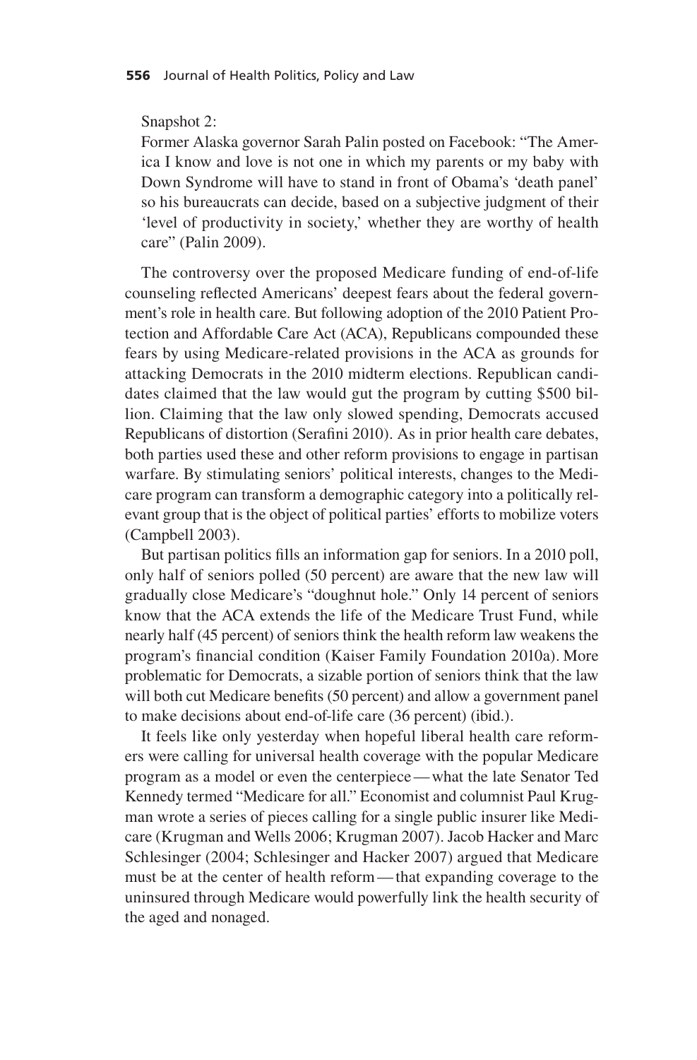Snapshot 2:

Former Alaska governor Sarah Palin posted on Facebook: "The America I know and love is not one in which my parents or my baby with Down Syndrome will have to stand in front of Obama's 'death panel' so his bureaucrats can decide, based on a subjective judgment of their 'level of productivity in society,' whether they are worthy of health care" (Palin 2009).

The controversy over the proposed Medicare funding of end-of-life counseling reflected Americans' deepest fears about the federal government's role in health care. But following adoption of the 2010 Patient Protection and Affordable Care Act (ACA), Republicans compounded these fears by using Medicare-related provisions in the ACA as grounds for attacking Democrats in the 2010 midterm elections. Republican candidates claimed that the law would gut the program by cutting $500 billion. Claiming that the law only slowed spending, Democrats accused Republicans of distortion (Serafini 2010). As in prior health care debates, both parties used these and other reform provisions to engage in partisan warfare. By stimulating seniors' political interests, changes to the Medicare program can transform a demographic category into a politically relevant group that is the object of political parties' efforts to mobilize voters (Campbell 2003).

But partisan politics fills an information gap for seniors. In a 2010 poll, only half of seniors polled (50 percent) are aware that the new law will gradually close Medicare's "doughnut hole." Only 14 percent of seniors know that the ACA extends the life of the Medicare Trust Fund, while nearly half (45 percent) of seniors think the health reform law weakens the program's financial condition (Kaiser Family Foundation 2010a). More problematic for Democrats, a sizable portion of seniors think that the law will both cut Medicare benefits (50 percent) and allow a government panel to make decisions about end-of-life care (36 percent) (ibid.).

It feels like only yesterday when hopeful liberal health care reformers were calling for universal health coverage with the popular Medicare program as a model or even the centerpiece — what the late Senator Ted Kennedy termed "Medicare for all." Economist and columnist Paul Krugman wrote a series of pieces calling for a single public insurer like Medicare (Krugman and Wells 2006; Krugman 2007). Jacob Hacker and Marc Schlesinger (2004; Schlesinger and Hacker 2007) argued that Medicare must be at the center of health reform — that expanding coverage to the uninsured through Medicare would powerfully link the health security of the aged and nonaged.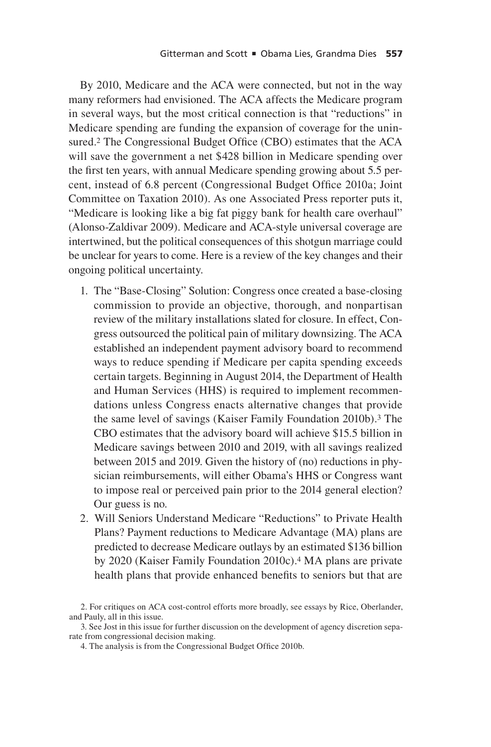By 2010, Medicare and the ACA were connected, but not in the way many reformers had envisioned. The ACA affects the Medicare program in several ways, but the most critical connection is that "reductions" in Medicare spending are funding the expansion of coverage for the uninsured.[2] The Congressional Budget Office (CBO) estimates that the ACA will save the government a net $428 billion in Medicare spending over the first ten years, with annual Medicare spending growing about 5.5 percent, instead of 6.8 percent (Congressional Budget Office 2010a; Joint Committee on Taxation 2010). As one Associated Press reporter puts it, "Medicare is looking like a big fat piggy bank for health care overhaul" (Alonso-Zaldivar 2009). Medicare and ACA-style universal coverage are intertwined, but the political consequences of this shotgun marriage could be unclear for years to come. Here is a review of the key changes and their ongoing political uncertainty.

1. The "Base-Closing" Solution: Congress once created a base-closing commission to provide an objective, thorough, and nonpartisan review of the military installations slated for closure. In effect, Congress outsourced the political pain of military downsizing. The ACA established an independent payment advisory board to recommend ways to reduce spending if Medicare per capita spending exceeds certain targets. Beginning in August 2014, the Department of Health and Human Services (HHS) is required to implement recommendations unless Congress enacts alternative changes that provide the same level of savings (Kaiser Family Foundation 2010b).[3] The CBO estimates that the advisory board will achieve $15.5 billion in Medicare savings between 2010 and 2019, with all savings realized between 2015 and 2019. Given the history of (no) reductions in physician reimbursements, will either Obama's HHS or Congress want to impose real or perceived pain prior to the 2014 general election? Our guess is no.
2. Will Seniors Understand Medicare "Reductions" to Private Health Plans? Payment reductions to Medicare Advantage (MA) plans are predicted to decrease Medicare outlays by an estimated $136 billion by 2020 (Kaiser Family Foundation 2010c).[4] MA plans are private health plans that provide enhanced benefits to seniors but that are

2. For critiques on ACA cost-control efforts more broadly, see essays by Rice, Oberlander, and Pauly, all in this issue.

3. See Jost in this issue for further discussion on the development of agency discretion separate from congressional decision making.

4. The analysis is from the Congressional Budget Office 2010b.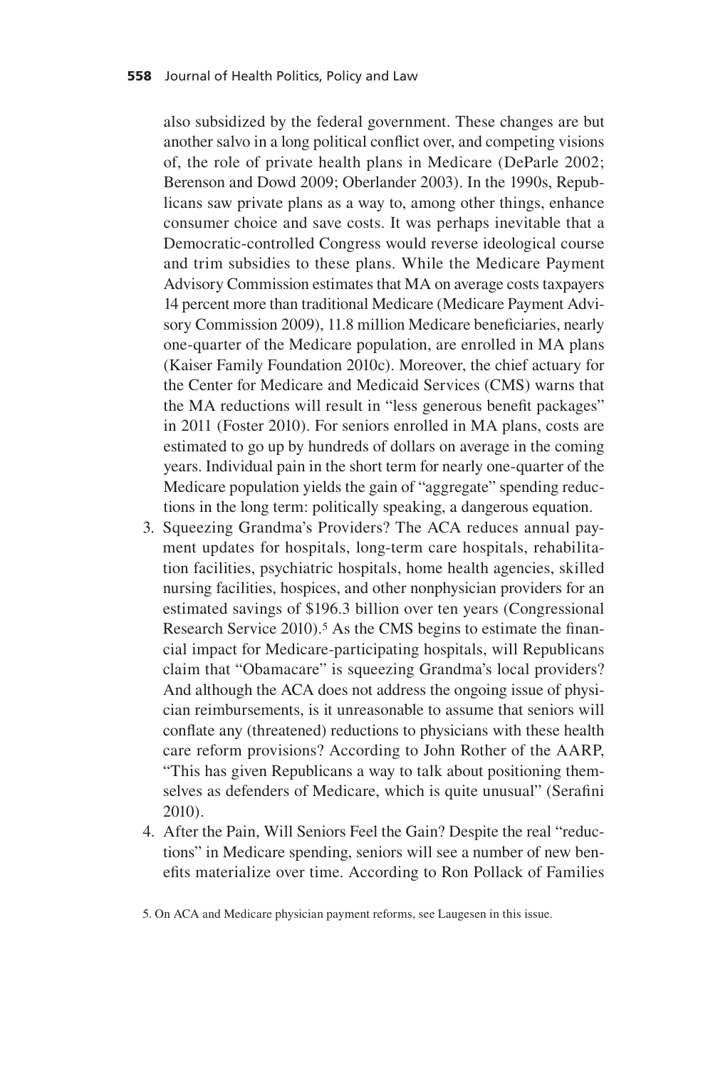also subsidized by the federal government. These changes are but another salvo in a long political conflict over, and competing visions of, the role of private health plans in Medicare (DeParle 2002; Berenson and Dowd 2009; Oberlander 2003). In the 1990s, Republicans saw private plans as a way to, among other things, enhance consumer choice and save costs. It was perhaps inevitable that a Democratic-controlled Congress would reverse ideological course and trim subsidies to these plans. While the Medicare Payment Advisory Commission estimates that MA on average costs taxpayers 14 percent more than traditional Medicare (Medicare Payment Advisory Commission 2009), 11.8 million Medicare beneficiaries, nearly one-quarter of the Medicare population, are enrolled in MA plans (Kaiser Family Foundation 2010c). Moreover, the chief actuary for the Center for Medicare and Medicaid Services (CMS) warns that the MA reductions will result in "less generous benefit packages" in 2011 (Foster 2010). For seniors enrolled in MA plans, costs are estimated to go up by hundreds of dollars on average in the coming years. Individual pain in the short term for nearly one-quarter of the Medicare population yields the gain of "aggregate" spending reductions in the long term: politically speaking, a dangerous equation.

3. Squeezing Grandma's Providers? The ACA reduces annual payment updates for hospitals, long-term care hospitals, rehabilitation facilities, psychiatric hospitals, home health agencies, skilled nursing facilities, hospices, and other nonphysician providers for an estimated savings of $196.3 billion over ten years (Congressional Research Service 2010).[5] As the CMS begins to estimate the financial impact for Medicare-participating hospitals, will Republicans claim that "Obamacare" is squeezing Grandma's local providers? And although the ACA does not address the ongoing issue of physician reimbursements, is it unreasonable to assume that seniors will conflate any (threatened) reductions to physicians with these health care reform provisions? According to John Rother of the AARP, "This has given Republicans a way to talk about positioning themselves as defenders of Medicare, which is quite unusual" (Serafini 2010).
4. After the Pain, Will Seniors Feel the Gain? Despite the real "reductions" in Medicare spending, seniors will see a number of new benefits materialize over time. According to Ron Pollack of Families

5. On ACA and Medicare physician payment reforms, see Laugesen in this issue.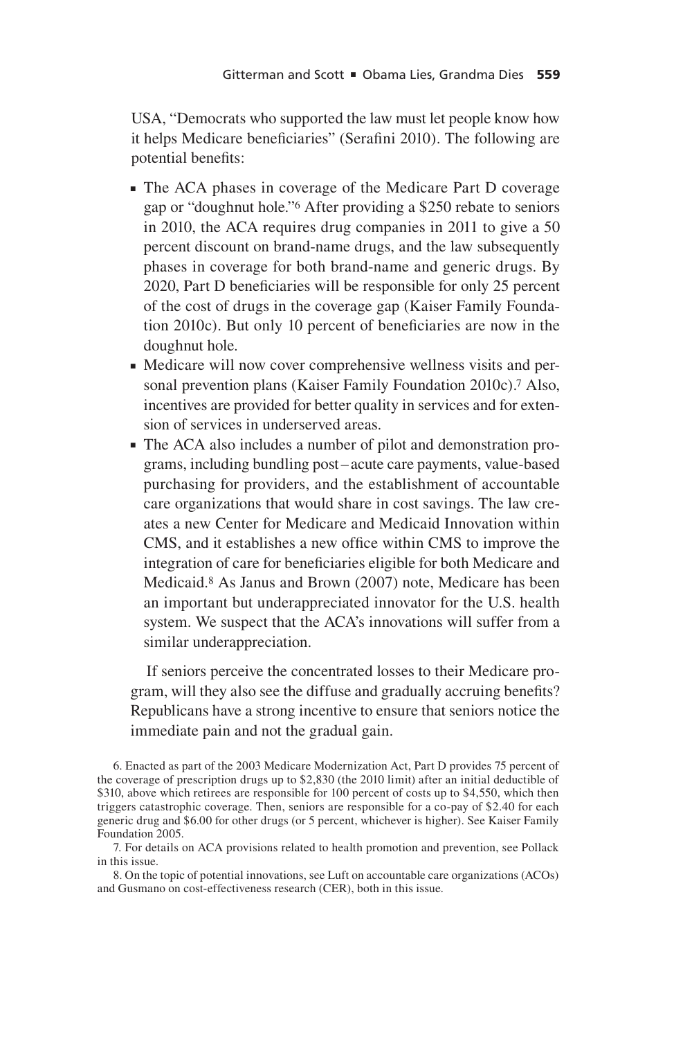USA, "Democrats who supported the law must let people know how it helps Medicare beneficiaries" (Serafini 2010). The following are potential benefits:

- The ACA phases in coverage of the Medicare Part D coverage gap or "doughnut hole."[6] After providing a $250 rebate to seniors in 2010, the ACA requires drug companies in 2011 to give a 50 percent discount on brand-name drugs, and the law subsequently phases in coverage for both brand-name and generic drugs. By 2020, Part D beneficiaries will be responsible for only 25 percent of the cost of drugs in the coverage gap (Kaiser Family Foundation 2010c). But only 10 percent of beneficiaries are now in the doughnut hole.
- Medicare will now cover comprehensive wellness visits and personal prevention plans (Kaiser Family Foundation 2010c).[7] Also, incentives are provided for better quality in services and for extension of services in underserved areas.
- The ACA also includes a number of pilot and demonstration programs, including bundling post–acute care payments, value-based purchasing for providers, and the establishment of accountable care organizations that would share in cost savings. The law creates a new Center for Medicare and Medicaid Innovation within CMS, and it establishes a new office within CMS to improve the integration of care for beneficiaries eligible for both Medicare and Medicaid.[8] As Janus and Brown (2007) note, Medicare has been an important but underappreciated innovator for the U.S. health system. We suspect that the ACA's innovations will suffer from a similar underappreciation.

If seniors perceive the concentrated losses to their Medicare program, will they also see the diffuse and gradually accruing benefits? Republicans have a strong incentive to ensure that seniors notice the immediate pain and not the gradual gain.

6. Enacted as part of the 2003 Medicare Modernization Act, Part D provides 75 percent of the coverage of prescription drugs up to $2,830 (the 2010 limit) after an initial deductible of $310, above which retirees are responsible for 100 percent of costs up to $4,550, which then triggers catastrophic coverage. Then, seniors are responsible for a co-pay of $2.40 for each generic drug and $6.00 for other drugs (or 5 percent, whichever is higher). See Kaiser Family Foundation 2005.

7. For details on ACA provisions related to health promotion and prevention, see Pollack in this issue.

8. On the topic of potential innovations, see Luft on accountable care organizations (ACOs) and Gusmano on cost-effectiveness research (CER), both in this issue.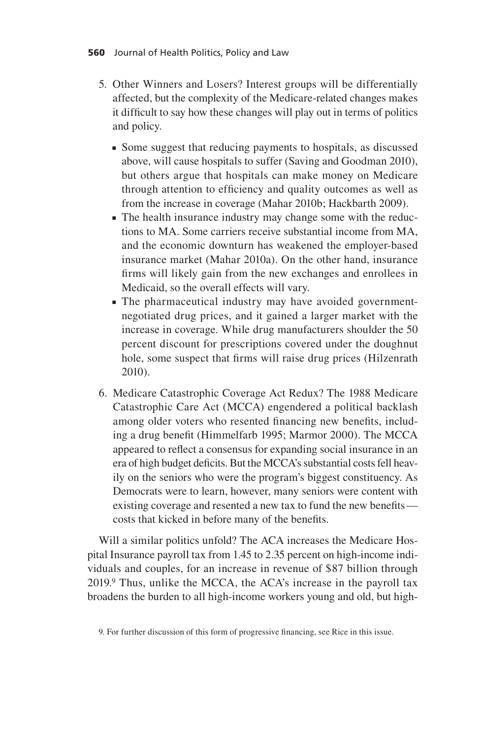5. Other Winners and Losers? Interest groups will be differentially affected, but the complexity of the Medicare-related changes makes it difficult to say how these changes will play out in terms of politics and policy.

   - Some suggest that reducing payments to hospitals, as discussed above, will cause hospitals to suffer (Saving and Goodman 2010), but others argue that hospitals can make money on Medicare through attention to efficiency and quality outcomes as well as from the increase in coverage (Mahar 2010b; Hackbarth 2009).
   - The health insurance industry may change some with the reductions to MA. Some carriers receive substantial income from MA, and the economic downturn has weakened the employer-based insurance market (Mahar 2010a). On the other hand, insurance firms will likely gain from the new exchanges and enrollees in Medicaid, so the overall effects will vary.
   - The pharmaceutical industry may have avoided government-negotiated drug prices, and it gained a larger market with the increase in coverage. While drug manufacturers shoulder the 50 percent discount for prescriptions covered under the doughnut hole, some suspect that firms will raise drug prices (Hilzenrath 2010).

6. Medicare Catastrophic Coverage Act Redux? The 1988 Medicare Catastrophic Care Act (MCCA) engendered a political backlash among older voters who resented financing new benefits, including a drug benefit (Himmelfarb 1995; Marmor 2000). The MCCA appeared to reflect a consensus for expanding social insurance in an era of high budget deficits. But the MCCA's substantial costs fell heavily on the seniors who were the program's biggest constituency. As Democrats were to learn, however, many seniors were content with existing coverage and resented a new tax to fund the new benefits—costs that kicked in before many of the benefits.

Will a similar politics unfold? The ACA increases the Medicare Hospital Insurance payroll tax from 1.45 to 2.35 percent on high-income individuals and couples, for an increase in revenue of $87 billion through 2019.[9] Thus, unlike the MCCA, the ACA's increase in the payroll tax broadens the burden to all high-income workers young and old, but high-

9. For further discussion of this form of progressive financing, see Rice in this issue.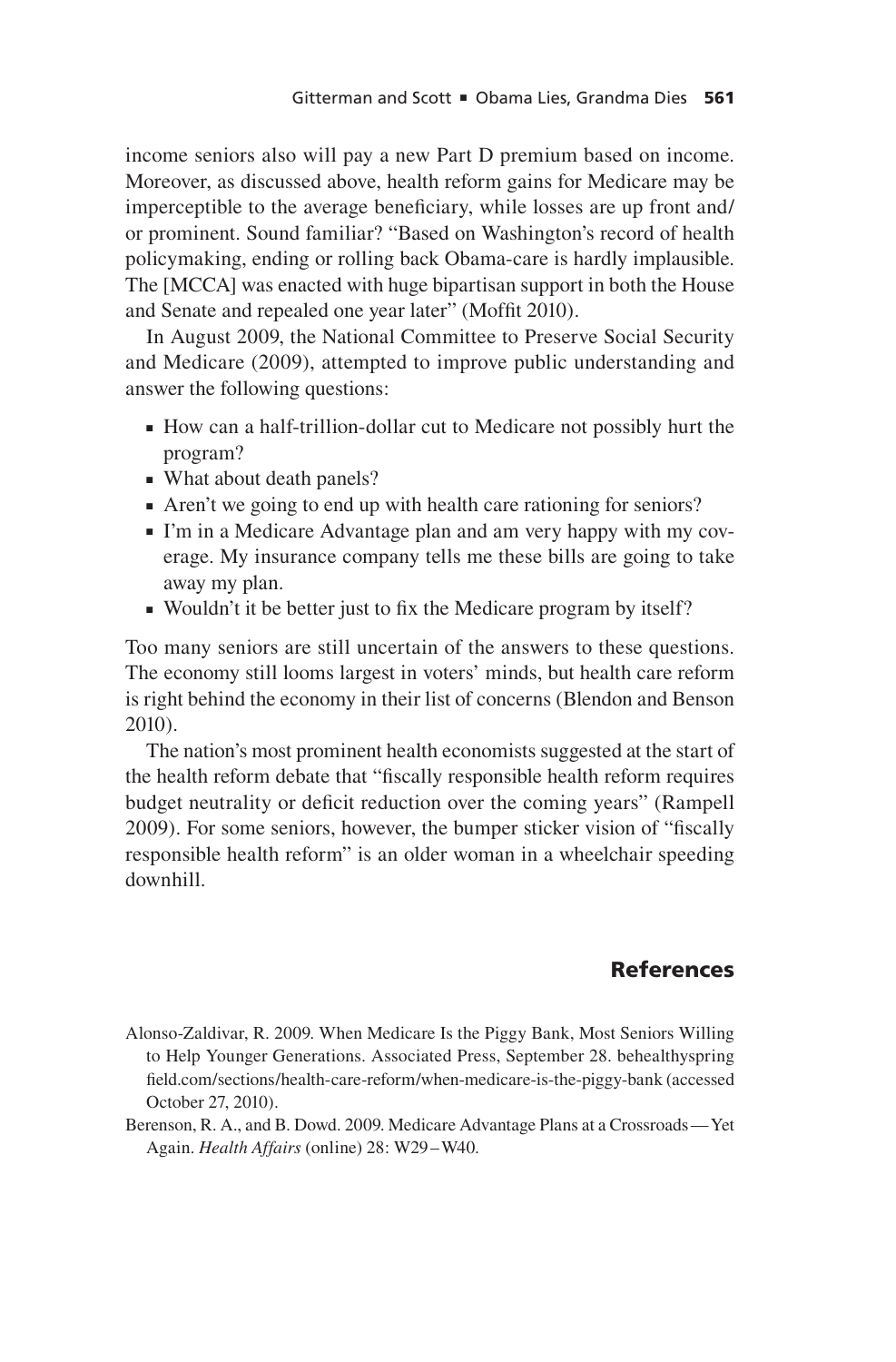income seniors also will pay a new Part D premium based on income. Moreover, as discussed above, health reform gains for Medicare may be imperceptible to the average beneficiary, while losses are up front and/or prominent. Sound familiar? "Based on Washington's record of health policymaking, ending or rolling back Obama-care is hardly implausible. The [MCCA] was enacted with huge bipartisan support in both the House and Senate and repealed one year later" (Moffit 2010).

In August 2009, the National Committee to Preserve Social Security and Medicare (2009), attempted to improve public understanding and answer the following questions:

- How can a half-trillion-dollar cut to Medicare not possibly hurt the program?
- What about death panels?
- Aren't we going to end up with health care rationing for seniors?
- I'm in a Medicare Advantage plan and am very happy with my coverage. My insurance company tells me these bills are going to take away my plan.
- Wouldn't it be better just to fix the Medicare program by itself?

Too many seniors are still uncertain of the answers to these questions. The economy still looms largest in voters' minds, but health care reform is right behind the economy in their list of concerns (Blendon and Benson 2010).

The nation's most prominent health economists suggested at the start of the health reform debate that "fiscally responsible health reform requires budget neutrality or deficit reduction over the coming years" (Rampell 2009). For some seniors, however, the bumper sticker vision of "fiscally responsible health reform" is an older woman in a wheelchair speeding downhill.

## References

Alonso-Zaldivar, R. 2009. When Medicare Is the Piggy Bank, Most Seniors Willing to Help Younger Generations. Associated Press, September 28. behealthyspringfield.com/sections/health-care-reform/when-medicare-is-the-piggy-bank (accessed October 27, 2010).

Berenson, R. A., and B. Dowd. 2009. Medicare Advantage Plans at a Crossroads — Yet Again. *Health Affairs* (online) 28: W29 – W40.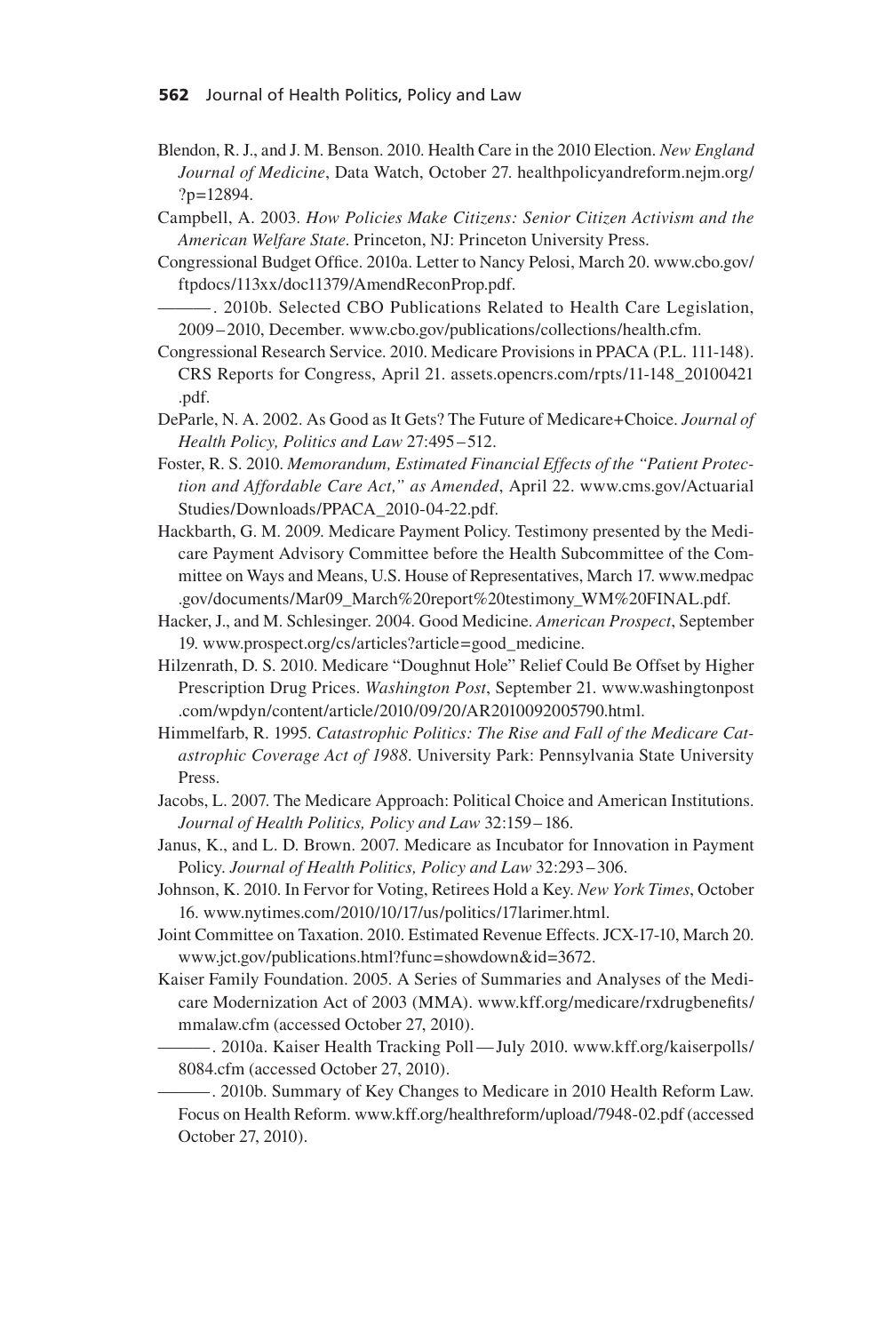Blendon, R. J., and J. M. Benson. 2010. Health Care in the 2010 Election. *New England Journal of Medicine*, Data Watch, October 27. healthpolicyandreform.nejm.org/?p=12894.

Campbell, A. 2003. *How Policies Make Citizens: Senior Citizen Activism and the American Welfare State*. Princeton, NJ: Princeton University Press.

Congressional Budget Office. 2010a. Letter to Nancy Pelosi, March 20. www.cbo.gov/ftpdocs/113xx/doc11379/AmendReconProp.pdf.

———. 2010b. Selected CBO Publications Related to Health Care Legislation, 2009–2010, December. www.cbo.gov/publications/collections/health.cfm.

Congressional Research Service. 2010. Medicare Provisions in PPACA (P.L. 111-148). CRS Reports for Congress, April 21. assets.opencrs.com/rpts/11-148_20100421.pdf.

DeParle, N. A. 2002. As Good as It Gets? The Future of Medicare+Choice. *Journal of Health Policy, Politics and Law* 27:495–512.

Foster, R. S. 2010. *Memorandum, Estimated Financial Effects of the "Patient Protection and Affordable Care Act," as Amended*, April 22. www.cms.gov/ActuarialStudies/Downloads/PPACA_2010-04-22.pdf.

Hackbarth, G. M. 2009. Medicare Payment Policy. Testimony presented by the Medicare Payment Advisory Committee before the Health Subcommittee of the Committee on Ways and Means, U.S. House of Representatives, March 17. www.medpac.gov/documents/Mar09_March%20report%20testimony_WM%20FINAL.pdf.

Hacker, J., and M. Schlesinger. 2004. Good Medicine. *American Prospect*, September 19. www.prospect.org/cs/articles?article=good_medicine.

Hilzenrath, D. S. 2010. Medicare "Doughnut Hole" Relief Could Be Offset by Higher Prescription Drug Prices. *Washington Post*, September 21. www.washingtonpost.com/wpdyn/content/article/2010/09/20/AR2010092005790.html.

Himmelfarb, R. 1995. *Catastrophic Politics: The Rise and Fall of the Medicare Catastrophic Coverage Act of 1988*. University Park: Pennsylvania State University Press.

Jacobs, L. 2007. The Medicare Approach: Political Choice and American Institutions. *Journal of Health Politics, Policy and Law* 32:159–186.

Janus, K., and L. D. Brown. 2007. Medicare as Incubator for Innovation in Payment Policy. *Journal of Health Politics, Policy and Law* 32:293–306.

Johnson, K. 2010. In Fervor for Voting, Retirees Hold a Key. *New York Times*, October 16. www.nytimes.com/2010/10/17/us/politics/17larimer.html.

Joint Committee on Taxation. 2010. Estimated Revenue Effects. JCX-17-10, March 20. www.jct.gov/publications.html?func=showdown&id=3672.

Kaiser Family Foundation. 2005. A Series of Summaries and Analyses of the Medicare Modernization Act of 2003 (MMA). www.kff.org/medicare/rxdrugbenefits/mmalaw.cfm (accessed October 27, 2010).

———. 2010a. Kaiser Health Tracking Poll—July 2010. www.kff.org/kaiserpolls/8084.cfm (accessed October 27, 2010).

———. 2010b. Summary of Key Changes to Medicare in 2010 Health Reform Law. Focus on Health Reform. www.kff.org/healthreform/upload/7948-02.pdf (accessed October 27, 2010).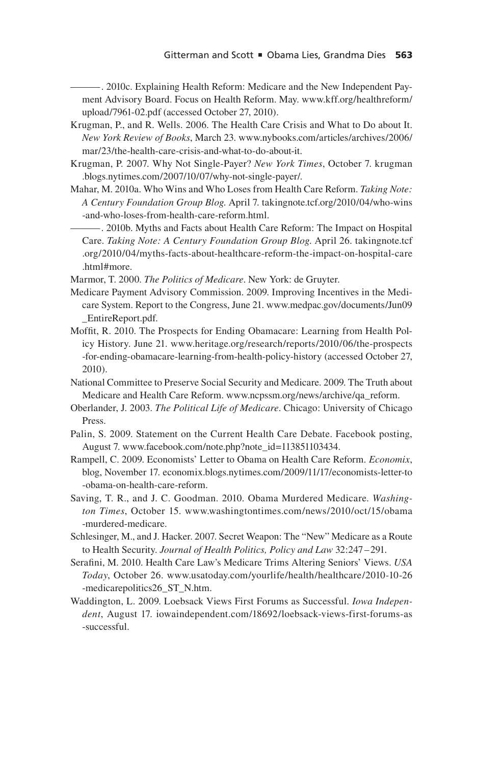———. 2010c. Explaining Health Reform: Medicare and the New Independent Payment Advisory Board. Focus on Health Reform. May. www.kff.org/healthreform/upload/7961-02.pdf (accessed October 27, 2010).

Krugman, P., and R. Wells. 2006. The Health Care Crisis and What to Do about It. *New York Review of Books*, March 23. www.nybooks.com/articles/archives/2006/mar/23/the-health-care-crisis-and-what-to-do-about-it.

Krugman, P. 2007. Why Not Single-Payer? *New York Times*, October 7. krugman.blogs.nytimes.com/2007/10/07/why-not-single-payer/.

Mahar, M. 2010a. Who Wins and Who Loses from Health Care Reform. *Taking Note: A Century Foundation Group Blog.* April 7. takingnote.tcf.org/2010/04/who-wins-and-who-loses-from-health-care-reform.html.

———. 2010b. Myths and Facts about Health Care Reform: The Impact on Hospital Care. *Taking Note: A Century Foundation Group Blog.* April 26. takingnote.tcf.org/2010/04/myths-facts-about-healthcare-reform-the-impact-on-hospital-care.html#more.

Marmor, T. 2000. *The Politics of Medicare*. New York: de Gruyter.

Medicare Payment Advisory Commission. 2009. Improving Incentives in the Medicare System. Report to the Congress, June 21. www.medpac.gov/documents/Jun09_EntireReport.pdf.

Moffit, R. 2010. The Prospects for Ending Obamacare: Learning from Health Policy History. June 21. www.heritage.org/research/reports/2010/06/the-prospects-for-ending-obamacare-learning-from-health-policy-history (accessed October 27, 2010).

National Committee to Preserve Social Security and Medicare. 2009. The Truth about Medicare and Health Care Reform. www.ncpssm.org/news/archive/qa_reform.

Oberlander, J. 2003. *The Political Life of Medicare*. Chicago: University of Chicago Press.

Palin, S. 2009. Statement on the Current Health Care Debate. Facebook posting, August 7. www.facebook.com/note.php?note_id=113851103434.

Rampell, C. 2009. Economists' Letter to Obama on Health Care Reform. *Economix*, blog, November 17. economix.blogs.nytimes.com/2009/11/17/economists-letter-to-obama-on-health-care-reform.

Saving, T. R., and J. C. Goodman. 2010. Obama Murdered Medicare. *Washington Times*, October 15. www.washingtontimes.com/news/2010/oct/15/obama-murdered-medicare.

Schlesinger, M., and J. Hacker. 2007. Secret Weapon: The "New" Medicare as a Route to Health Security. *Journal of Health Politics, Policy and Law* 32:247–291.

Serafini, M. 2010. Health Care Law's Medicare Trims Altering Seniors' Views. *USA Today*, October 26. www.usatoday.com/yourlife/health/healthcare/2010-10-26-medicarepolitics26_ST_N.htm.

Waddington, L. 2009. Loebsack Views First Forums as Successful. *Iowa Independent*, August 17. iowaindependent.com/18692/loebsack-views-first-forums-as-successful.